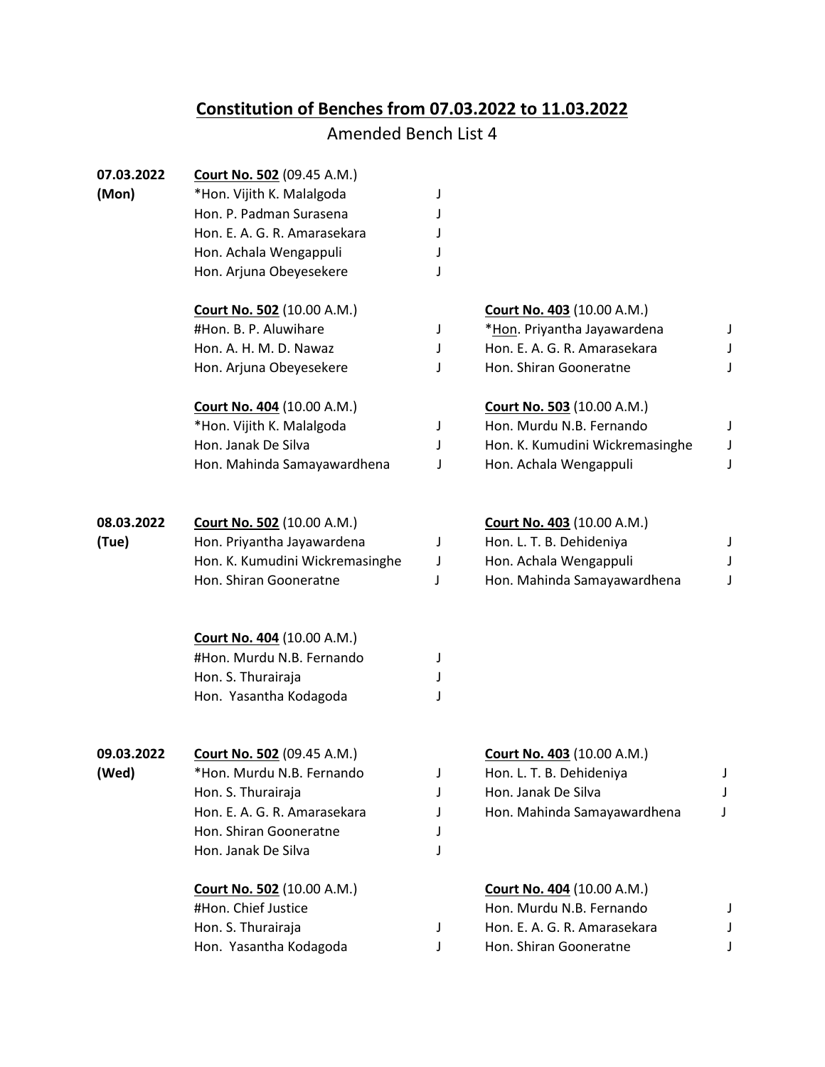# Constitution of Benches from 07.03.2022 to 11.03.2022

Amended Bench List 4

**07.03.2022 (Mon)**

**Court No. 502** (09.45 A.M.)
*Hon. Vijith K. Malalgoda J
Hon. P. Padman Surasena J
Hon. E. A. G. R. Amarasekara J
Hon. Achala Wengappuli J
Hon. Arjuna Obeyesekere J

**Court No. 502** (10.00 A.M.)
#Hon. B. P. Aluwihare J
Hon. A. H. M. D. Nawaz J
Hon. Arjuna Obeyesekere J

**Court No. 403** (10.00 A.M.)
*Hon. Priyantha Jayawardena J
Hon. E. A. G. R. Amarasekara J
Hon. Shiran Gooneratne J

**Court No. 404** (10.00 A.M.)
*Hon. Vijith K. Malalgoda J
Hon. Janak De Silva J
Hon. Mahinda Samayawardhena J

**Court No. 503** (10.00 A.M.)
Hon. Murdu N.B. Fernando J
Hon. K. Kumudini Wickremasinghe J
Hon. Achala Wengappuli J

**08.03.2022 (Tue)**

**Court No. 502** (10.00 A.M.)
Hon. Priyantha Jayawardena J
Hon. K. Kumudini Wickremasinghe J
Hon. Shiran Gooneratne J

**Court No. 403** (10.00 A.M.)
Hon. L. T. B. Dehideniya J
Hon. Achala Wengappuli J
Hon. Mahinda Samayawardhena J

**Court No. 404** (10.00 A.M.)
#Hon. Murdu N.B. Fernando J
Hon. S. Thurairaja J
Hon. Yasantha Kodagoda J

**09.03.2022 (Wed)**

**Court No. 502** (09.45 A.M.)
*Hon. Murdu N.B. Fernando J
Hon. S. Thurairaja J
Hon. E. A. G. R. Amarasekara J
Hon. Shiran Gooneratne J
Hon. Janak De Silva J

**Court No. 403** (10.00 A.M.)
Hon. L. T. B. Dehideniya J
Hon. Janak De Silva J
Hon. Mahinda Samayawardhena J

**Court No. 502** (10.00 A.M.)
#Hon. Chief Justice
Hon. S. Thurairaja J
Hon. Yasantha Kodagoda J

**Court No. 404** (10.00 A.M.)
Hon. Murdu N.B. Fernando J
Hon. E. A. G. R. Amarasekara J
Hon. Shiran Gooneratne J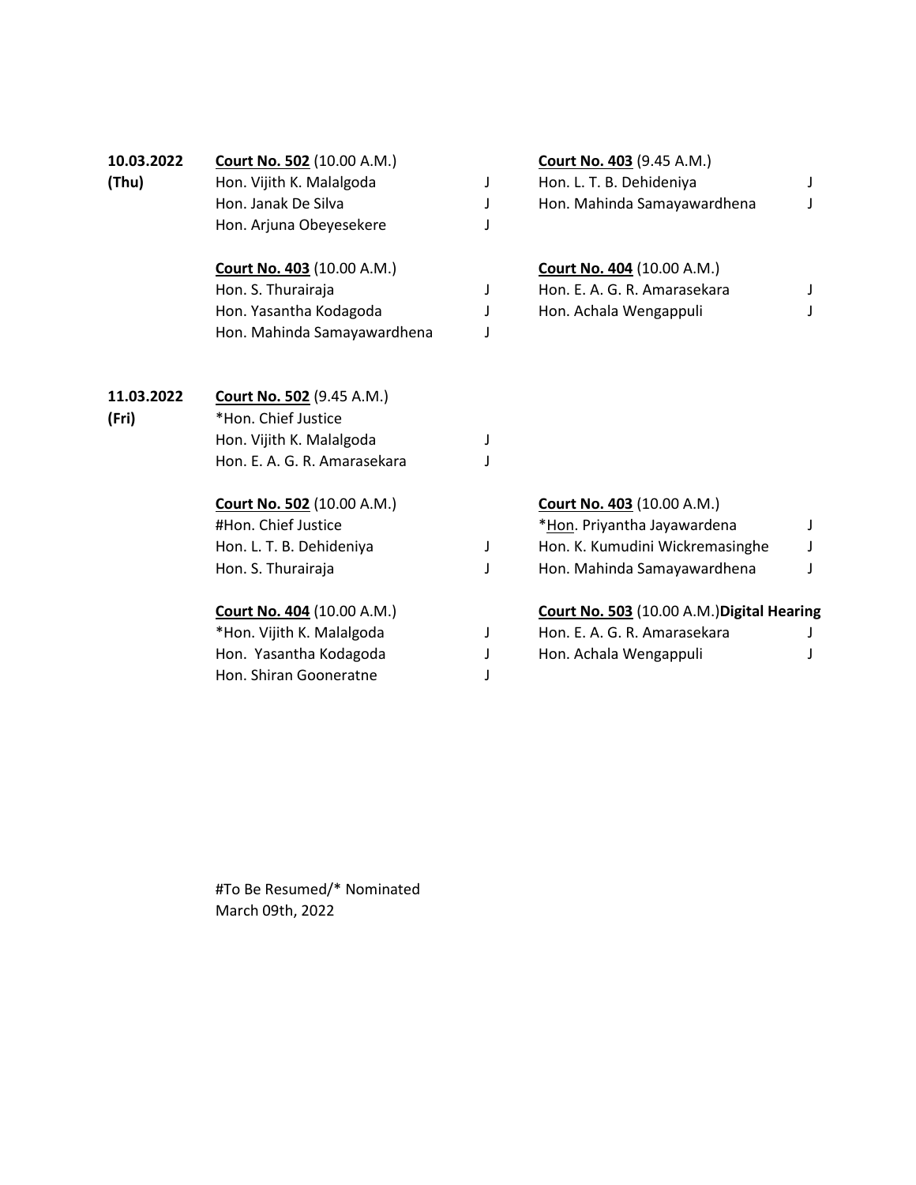**10.03.2022**
**(Thu)**

**Court No. 502** (10.00 A.M.)

Hon. Vijith K. Malalgoda J
Hon. Janak De Silva J
Hon. Arjuna Obeyesekere J

**Court No. 403** (10.00 A.M.)

Hon. S. Thurairaja J
Hon. Yasantha Kodagoda J
Hon. Mahinda Samayawardhena J

**Court No. 403** (9.45 A.M.)

Hon. L. T. B. Dehideniya J
Hon. Mahinda Samayawardhena J

**Court No. 404** (10.00 A.M.)

Hon. E. A. G. R. Amarasekara J
Hon. Achala Wengappuli J

**11.03.2022**
**(Fri)**

**Court No. 502** (9.45 A.M.)

*Hon. Chief Justice
Hon. Vijith K. Malalgoda J
Hon. E. A. G. R. Amarasekara J

**Court No. 502** (10.00 A.M.)

#Hon. Chief Justice
Hon. L. T. B. Dehideniya J
Hon. S. Thurairaja J

**Court No. 404** (10.00 A.M.)

*Hon. Vijith K. Malalgoda J
Hon. Yasantha Kodagoda J
Hon. Shiran Gooneratne J

**Court No. 403** (10.00 A.M.)

*Hon. Priyantha Jayawardena J
Hon. K. Kumudini Wickremasinghe J
Hon. Mahinda Samayawardhena J

**Court No. 503** (10.00 A.M.)**Digital Hearing**

Hon. E. A. G. R. Amarasekara J
Hon. Achala Wengappuli J

#To Be Resumed/* Nominated
March 09th, 2022